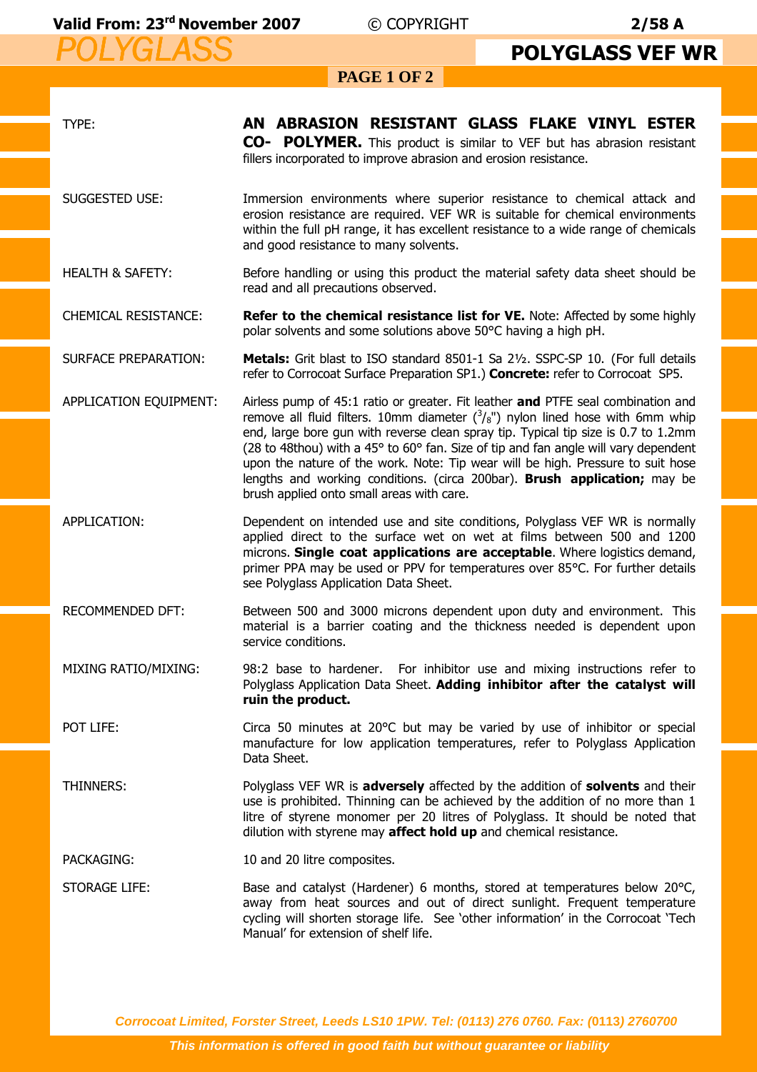**Valid From: 23rd November 2007** © COPYRIGHT **2/58 A**

# POLYGLASS

## POLYGLASS VEF WR

| | |
|---|---|
| TYPE: | **AN ABRASION RESISTANT GLASS FLAKE VINYL ESTER CO- POLYMER.** This product is similar to VEF but has abrasion resistant fillers incorporated to improve abrasion and erosion resistance. |
| SUGGESTED USE: | Immersion environments where superior resistance to chemical attack and erosion resistance are required. VEF WR is suitable for chemical environments within the full pH range, it has excellent resistance to a wide range of chemicals and good resistance to many solvents. |
| HEALTH & SAFETY: | Before handling or using this product the material safety data sheet should be read and all precautions observed. |
| CHEMICAL RESISTANCE: | **Refer to the chemical resistance list for VE.** Note: Affected by some highly polar solvents and some solutions above 50°C having a high pH. |
| SURFACE PREPARATION: | **Metals:** Grit blast to ISO standard 8501-1 Sa 2½. SSPC-SP 10. (For full details refer to Corrocoat Surface Preparation SP1.) **Concrete:** refer to Corrocoat SP5. |
| APPLICATION EQUIPMENT: | Airless pump of 45:1 ratio or greater. Fit leather **and** PTFE seal combination and remove all fluid filters. 10mm diameter (3/8") nylon lined hose with 6mm whip end, large bore gun with reverse clean spray tip. Typical tip size is 0.7 to 1.2mm (28 to 48thou) with a 45° to 60° fan. Size of tip and fan angle will vary dependent upon the nature of the work. Note: Tip wear will be high. Pressure to suit hose lengths and working conditions. (circa 200bar). **Brush application;** may be brush applied onto small areas with care. |
| APPLICATION: | Dependent on intended use and site conditions, Polyglass VEF WR is normally applied direct to the surface wet on wet at films between 500 and 1200 microns. **Single coat applications are acceptable**. Where logistics demand, primer PPA may be used or PPV for temperatures over 85°C. For further details see Polyglass Application Data Sheet. |
| RECOMMENDED DFT: | Between 500 and 3000 microns dependent upon duty and environment. This material is a barrier coating and the thickness needed is dependent upon service conditions. |
| MIXING RATIO/MIXING: | 98:2 base to hardener. For inhibitor use and mixing instructions refer to Polyglass Application Data Sheet. **Adding inhibitor after the catalyst will ruin the product.** |
| POT LIFE: | Circa 50 minutes at 20°C but may be varied by use of inhibitor or special manufacture for low application temperatures, refer to Polyglass Application Data Sheet. |
| THINNERS: | Polyglass VEF WR is **adversely** affected by the addition of **solvents** and their use is prohibited. Thinning can be achieved by the addition of no more than 1 litre of styrene monomer per 20 litres of Polyglass. It should be noted that dilution with styrene may **affect hold up** and chemical resistance. |
| PACKAGING: | 10 and 20 litre composites. |
| STORAGE LIFE: | Base and catalyst (Hardener) 6 months, stored at temperatures below 20°C, away from heat sources and out of direct sunlight. Frequent temperature cycling will shorten storage life. See 'other information' in the Corrocoat 'Tech Manual' for extension of shelf life. |

*Corrocoat Limited, Forster Street, Leeds LS10 1PW. Tel: (0113) 276 0760. Fax: (0113) 2760700*

*This information is offered in good faith but without guarantee or liability*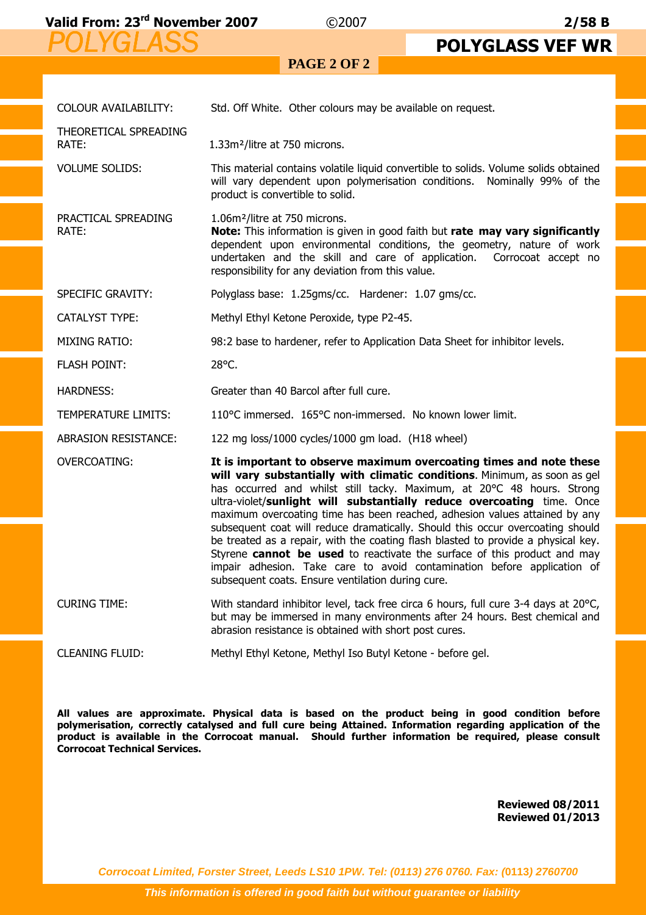# POLYGLASS VEF WR

| | |
|---|---|
| COLOUR AVAILABILITY: | Std. Off White. Other colours may be available on request. |
| THEORETICAL SPREADING RATE: | 1.33m²/litre at 750 microns. |
| VOLUME SOLIDS: | This material contains volatile liquid convertible to solids. Volume solids obtained will vary dependent upon polymerisation conditions. Nominally 99% of the product is convertible to solid. |
| PRACTICAL SPREADING RATE: | 1.06m²/litre at 750 microns. **Note:** This information is given in good faith but **rate may vary significantly** dependent upon environmental conditions, the geometry, nature of work undertaken and the skill and care of application. Corrocoat accept no responsibility for any deviation from this value. |
| SPECIFIC GRAVITY: | Polyglass base: 1.25gms/cc. Hardener: 1.07 gms/cc. |
| CATALYST TYPE: | Methyl Ethyl Ketone Peroxide, type P2-45. |
| MIXING RATIO: | 98:2 base to hardener, refer to Application Data Sheet for inhibitor levels. |
| FLASH POINT: | 28°C. |
| HARDNESS: | Greater than 40 Barcol after full cure. |
| TEMPERATURE LIMITS: | 110°C immersed. 165°C non-immersed. No known lower limit. |
| ABRASION RESISTANCE: | 122 mg loss/1000 cycles/1000 gm load. (H18 wheel) |
| OVERCOATING: | **It is important to observe maximum overcoating times and note these will vary substantially with climatic conditions**. Minimum, as soon as gel has occurred and whilst still tacky. Maximum, at 20°C 48 hours. Strong ultra-violet/**sunlight will substantially reduce overcoating** time. Once maximum overcoating time has been reached, adhesion values attained by any subsequent coat will reduce dramatically. Should this occur overcoating should be treated as a repair, with the coating flash blasted to provide a physical key. Styrene **cannot be used** to reactivate the surface of this product and may impair adhesion. Take care to avoid contamination before application of subsequent coats. Ensure ventilation during cure. |
| CURING TIME: | With standard inhibitor level, tack free circa 6 hours, full cure 3-4 days at 20°C, but may be immersed in many environments after 24 hours. Best chemical and abrasion resistance is obtained with short post cures. |
| CLEANING FLUID: | Methyl Ethyl Ketone, Methyl Iso Butyl Ketone - before gel. |

**All values are approximate. Physical data is based on the product being in good condition before polymerisation, correctly catalysed and full cure being Attained. Information regarding application of the product is available in the Corrocoat manual. Should further information be required, please consult Corrocoat Technical Services.**

**Reviewed 08/2011**
**Reviewed 01/2013**

*Corrocoat Limited, Forster Street, Leeds LS10 1PW. Tel: (0113) 276 0760. Fax: (0113) 2760700*

*This information is offered in good faith but without guarantee or liability*